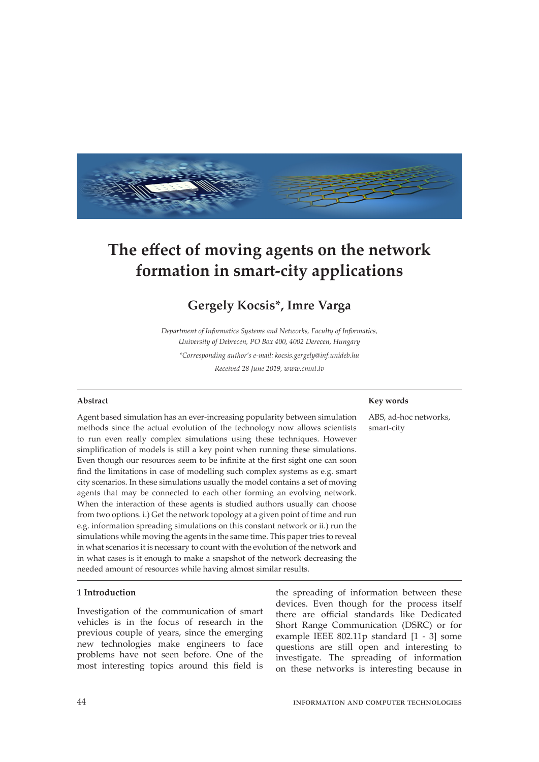# The effect of moving agents on the network formation in smart-city applications

## Gergely Kocsis*, Imre Varga

*Department of Informatics Systems and Networks, Faculty of Informatics, University of Debrecen, PO Box 400, 4002 Derecen, Hungary*

*\*Corresponding author's e-mail: kocsis.gergely@inf.unideb.hu*

*Received 28 June 2019, www.cmnt.lv*

### Abstract

Agent based simulation has an ever-increasing popularity between simulation methods since the actual evolution of the technology now allows scientists to run even really complex simulations using these techniques. However simplification of models is still a key point when running these simulations. Even though our resources seem to be infinite at the first sight one can soon find the limitations in case of modelling such complex systems as e.g. smart city scenarios. In these simulations usually the model contains a set of moving agents that may be connected to each other forming an evolving network. When the interaction of these agents is studied authors usually can choose from two options. i.) Get the network topology at a given point of time and run e.g. information spreading simulations on this constant network or ii.) run the simulations while moving the agents in the same time. This paper tries to reveal in what scenarios it is necessary to count with the evolution of the network and in what cases is it enough to make a snapshot of the network decreasing the needed amount of resources while having almost similar results.

### Key words

ABS, ad-hoc networks, smart-city

### 1 Introduction

Investigation of the communication of smart vehicles is in the focus of research in the previous couple of years, since the emerging new technologies make engineers to face problems have not seen before. One of the most interesting topics around this field is the spreading of information between these devices. Even though for the process itself there are official standards like Dedicated Short Range Communication (DSRC) or for example IEEE 802.11p standard [1 - 3] some questions are still open and interesting to investigate. The spreading of information on these networks is interesting because in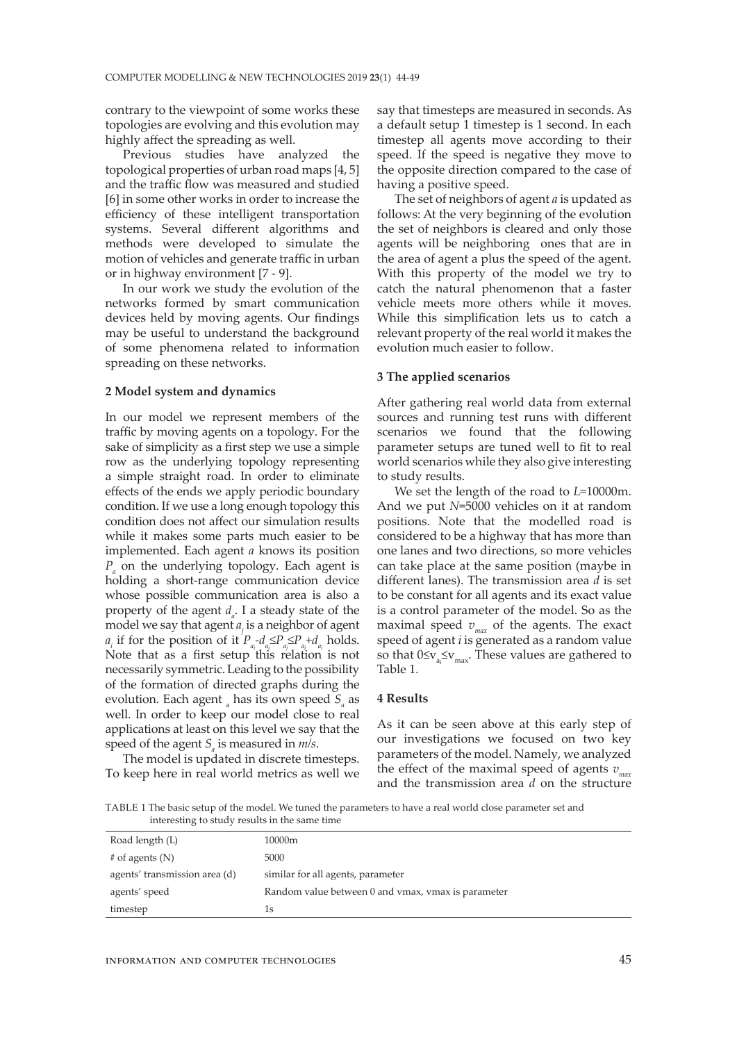contrary to the viewpoint of some works these topologies are evolving and this evolution may highly affect the spreading as well.

Previous studies have analyzed the topological properties of urban road maps [4, 5] and the traffic flow was measured and studied [6] in some other works in order to increase the efficiency of these intelligent transportation systems. Several different algorithms and methods were developed to simulate the motion of vehicles and generate traffic in urban or in highway environment [7 - 9].

In our work we study the evolution of the networks formed by smart communication devices held by moving agents. Our findings may be useful to understand the background of some phenomena related to information spreading on these networks.

## 2 Model system and dynamics

In our model we represent members of the traffic by moving agents on a topology. For the sake of simplicity as a first step we use a simple row as the underlying topology representing a simple straight road. In order to eliminate effects of the ends we apply periodic boundary condition. If we use a long enough topology this condition does not affect our simulation results while it makes some parts much easier to be implemented. Each agent *a* knows its position $P_a$ on the underlying topology. Each agent is holding a short-range communication device whose possible communication area is also a property of the agent $d_a$. I a steady state of the model we say that agent $a_j$ is a neighbor of agent $a_i$ if for the position of it $P_{a_i}-d_{a_j} \leq P_{a_j} \leq P_{a_i}+d_{a_i}$ holds. Note that as a first setup this relation is not necessarily symmetric. Leading to the possibility of the formation of directed graphs during the evolution. Each agent $_a$ has its own speed $S_a$ as well. In order to keep our model close to real applications at least on this level we say that the speed of the agent $S_a$ is measured in *m/s*.

The model is updated in discrete timesteps. To keep here in real world metrics as well we say that timesteps are measured in seconds. As a default setup 1 timestep is 1 second. In each timestep all agents move according to their speed. If the speed is negative they move to the opposite direction compared to the case of having a positive speed.

The set of neighbors of agent *a* is updated as follows: At the very beginning of the evolution the set of neighbors is cleared and only those agents will be neighboring ones that are in the area of agent *a* plus the speed of the agent. With this property of the model we try to catch the natural phenomenon that a faster vehicle meets more others while it moves. While this simplification lets us to catch a relevant property of the real world it makes the evolution much easier to follow.

## 3 The applied scenarios

After gathering real world data from external sources and running test runs with different scenarios we found that the following parameter setups are tuned well to fit to real world scenarios while they also give interesting to study results.

We set the length of the road to $L$=10000m. And we put $N$=5000 vehicles on it at random positions. Note that the modelled road is considered to be a highway that has more than one lanes and two directions, so more vehicles can take place at the same position (maybe in different lanes). The transmission area $d$ is set to be constant for all agents and its exact value is a control parameter of the model. So as the maximal speed $v_{max}$ of the agents. The exact speed of agent *i* is generated as a random value so that $0 \leq v_{a_i} \leq v_{max}$. These values are gathered to Table 1.

## 4 Results

As it can be seen above at this early step of our investigations we focused on two key parameters of the model. Namely, we analyzed the effect of the maximal speed of agents $v_{max}$ and the transmission area $d$ on the structure

TABLE 1 The basic setup of the model. We tuned the parameters to have a real world close parameter set and interesting to study results in the same time

| Road length (L) | 10000m |
|---|---|
| # of agents (N) | 5000 |
| agents' transmission area (d) | similar for all agents, parameter |
| agents' speed | Random value between 0 and vmax, vmax is parameter |
| timestep | 1s |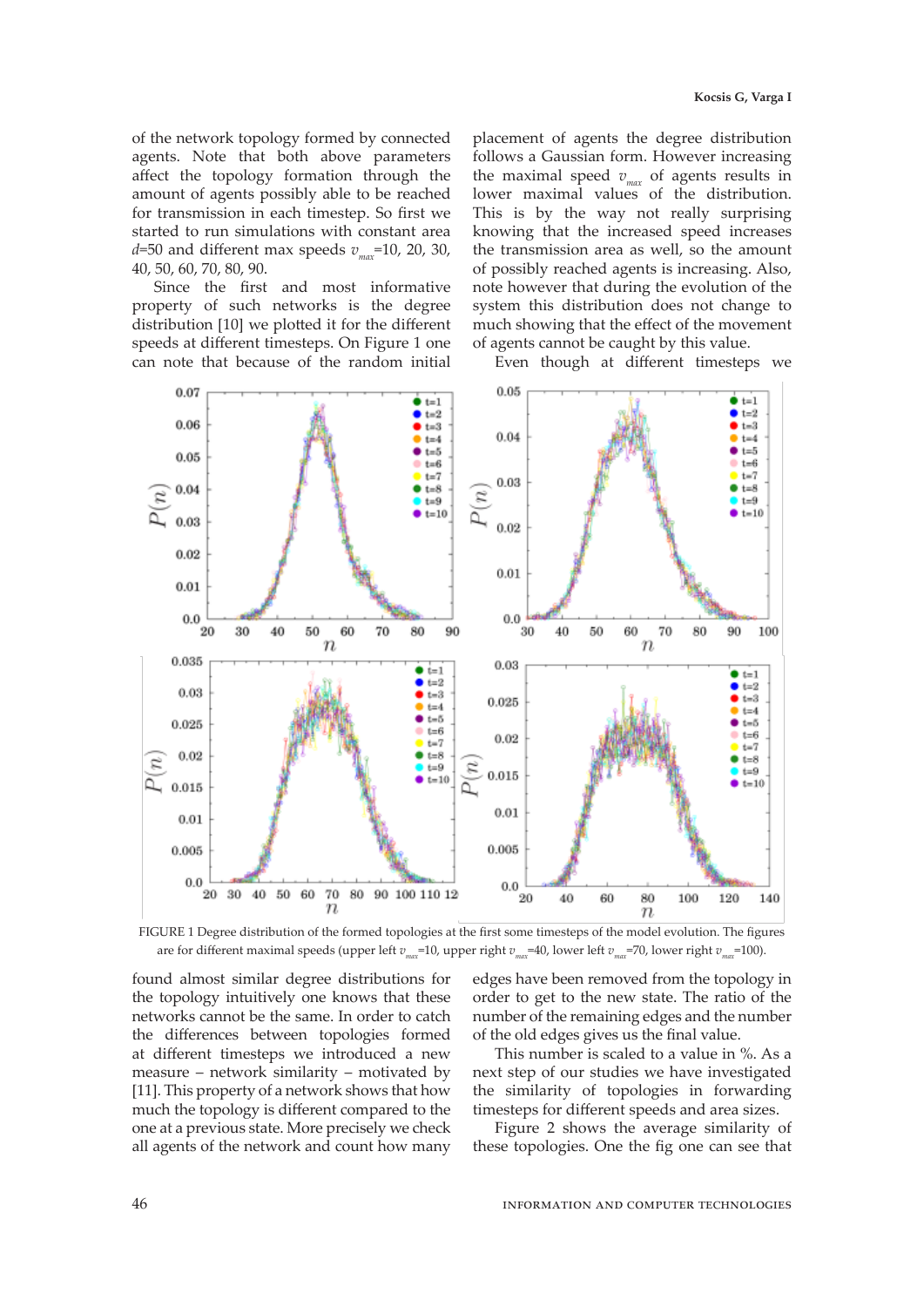of the network topology formed by connected agents. Note that both above parameters affect the topology formation through the amount of agents possibly able to be reached for transmission in each timestep. So first we started to run simulations with constant area $d$=50 and different max speeds $v_{max}$=10, 20, 30, 40, 50, 60, 70, 80, 90.

Since the first and most informative property of such networks is the degree distribution [10] we plotted it for the different speeds at different timesteps. On Figure 1 one can note that because of the random initial placement of agents the degree distribution follows a Gaussian form. However increasing the maximal speed $v_{max}$ of agents results in lower maximal values of the distribution. This is by the way not really surprising knowing that the increased speed increases the transmission area as well, so the amount of possibly reached agents is increasing. Also, note however that during the evolution of the system this distribution does not change to much showing that the effect of the movement of agents cannot be caught by this value.

Even though at different timesteps we found almost similar degree distributions for the topology intuitively one knows that these networks cannot be the same. In order to catch the differences between topologies formed at different timesteps we introduced a new measure – network similarity – motivated by [11]. This property of a network shows that how much the topology is different compared to the one at a previous state. More precisely we check all agents of the network and count how many edges have been removed from the topology in order to get to the new state. The ratio of the number of the remaining edges and the number of the old edges gives us the final value.

FIGURE 1 Degree distribution of the formed topologies at the first some timesteps of the model evolution. The figures are for different maximal speeds (upper left $v_{max}$=10, upper right $v_{max}$=40, lower left $v_{max}$=70, lower right $v_{max}$=100).

This number is scaled to a value in %. As a next step of our studies we have investigated the similarity of topologies in forwarding timesteps for different speeds and area sizes.

Figure 2 shows the average similarity of these topologies. One the fig one can see that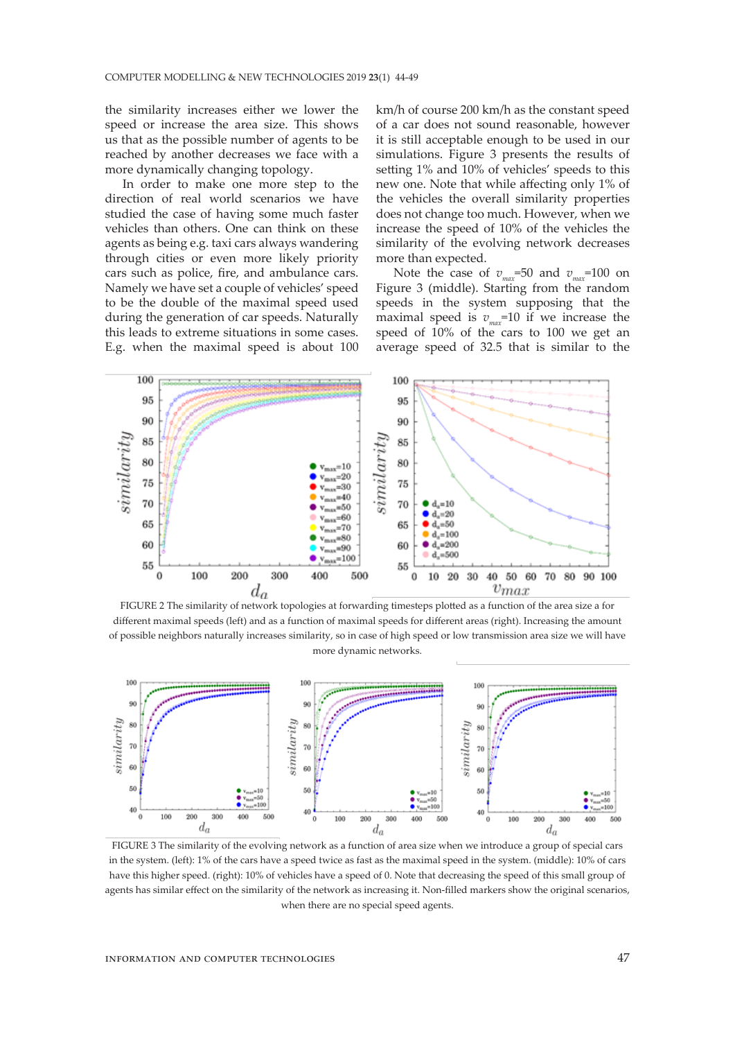the similarity increases either we lower the speed or increase the area size. This shows us that as the possible number of agents to be reached by another decreases we face with a more dynamically changing topology.

In order to make one more step to the direction of real world scenarios we have studied the case of having some much faster vehicles than others. One can think on these agents as being e.g. taxi cars always wandering through cities or even more likely priority cars such as police, fire, and ambulance cars. Namely we have set a couple of vehicles' speed to be the double of the maximal speed used during the generation of car speeds. Naturally this leads to extreme situations in some cases. E.g. when the maximal speed is about 100 km/h of course 200 km/h as the constant speed of a car does not sound reasonable, however it is still acceptable enough to be used in our simulations. Figure 3 presents the results of setting 1% and 10% of vehicles' speeds to this new one. Note that while affecting only 1% of the vehicles the overall similarity properties does not change too much. However, when we increase the speed of 10% of the vehicles the similarity of the evolving network decreases more than expected.

Note the case of $v_{max}$=50 and $v_{max}$=100 on Figure 3 (middle). Starting from the random speeds in the system supposing that the maximal speed is $v_{max}$=10 if we increase the speed of 10% of the cars to 100 we get an average speed of 32.5 that is similar to the

FIGURE 2 The similarity of network topologies at forwarding timesteps plotted as a function of the area size a for different maximal speeds (left) and as a function of maximal speeds for different areas (right). Increasing the amount of possible neighbors naturally increases similarity, so in case of high speed or low transmission area size we will have more dynamic networks.

FIGURE 3 The similarity of the evolving network as a function of area size when we introduce a group of special cars in the system. (left): 1% of the cars have a speed twice as fast as the maximal speed in the system. (middle): 10% of cars have this higher speed. (right): 10% of vehicles have a speed of 0. Note that decreasing the speed of this small group of agents has similar effect on the similarity of the network as increasing it. Non-filled markers show the original scenarios, when there are no special speed agents.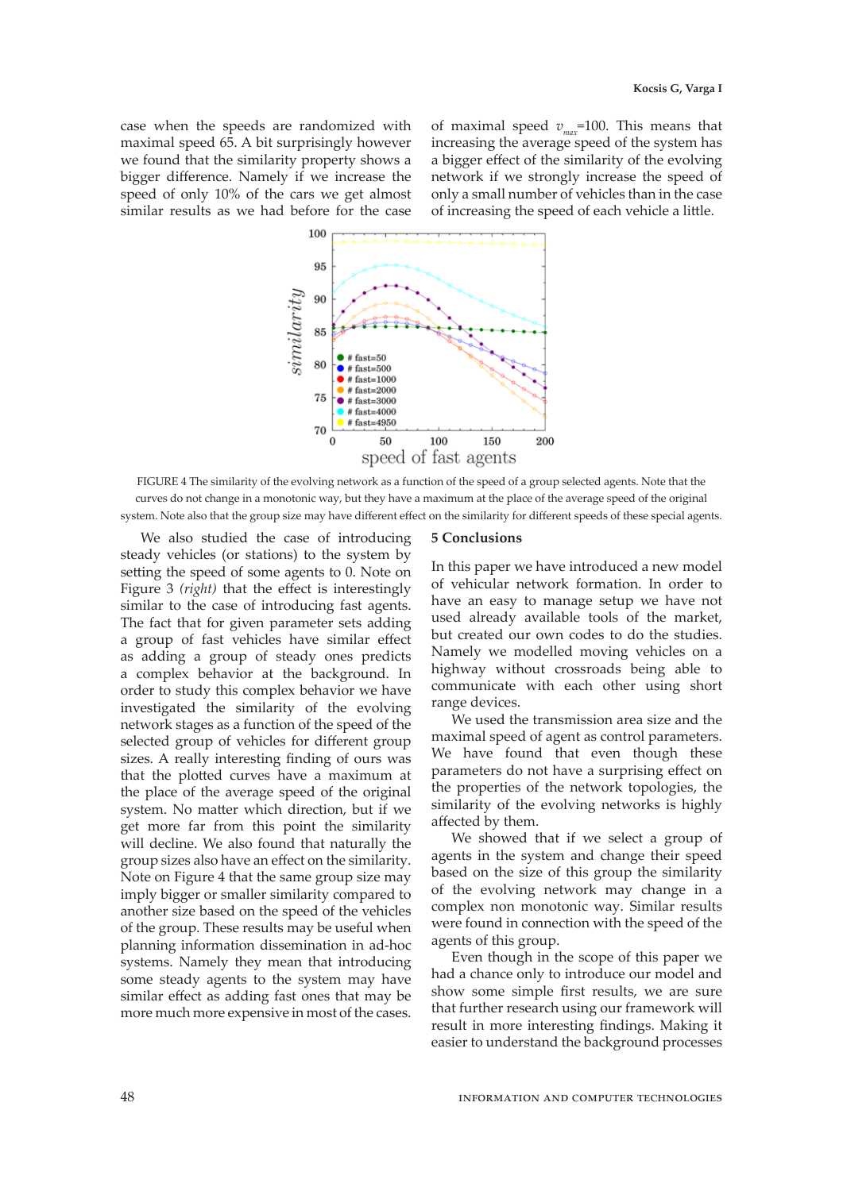case when the speeds are randomized with maximal speed 65. A bit surprisingly however we found that the similarity property shows a bigger difference. Namely if we increase the speed of only 10% of the cars we get almost similar results as we had before for the case of maximal speed $v_{max}$=100. This means that increasing the average speed of the system has a bigger effect of the similarity of the evolving network if we strongly increase the speed of only a small number of vehicles than in the case of increasing the speed of each vehicle a little.

FIGURE 4 The similarity of the evolving network as a function of the speed of a group selected agents. Note that the curves do not change in a monotonic way, but they have a maximum at the place of the average speed of the original system. Note also that the group size may have different effect on the similarity for different speeds of these special agents.

We also studied the case of introducing steady vehicles (or stations) to the system by setting the speed of some agents to 0. Note on Figure 3 *(right)* that the effect is interestingly similar to the case of introducing fast agents. The fact that for given parameter sets adding a group of fast vehicles have similar effect as adding a group of steady ones predicts a complex behavior at the background. In order to study this complex behavior we have investigated the similarity of the evolving network stages as a function of the speed of the selected group of vehicles for different group sizes. A really interesting finding of ours was that the plotted curves have a maximum at the place of the average speed of the original system. No matter which direction, but if we get more far from this point the similarity will decline. We also found that naturally the group sizes also have an effect on the similarity. Note on Figure 4 that the same group size may imply bigger or smaller similarity compared to another size based on the speed of the vehicles of the group. These results may be useful when planning information dissemination in ad-hoc systems. Namely they mean that introducing some steady agents to the system may have similar effect as adding fast ones that may be more much more expensive in most of the cases.

## 5 Conclusions

In this paper we have introduced a new model of vehicular network formation. In order to have an easy to manage setup we have not used already available tools of the market, but created our own codes to do the studies. Namely we modelled moving vehicles on a highway without crossroads being able to communicate with each other using short range devices.

We used the transmission area size and the maximal speed of agent as control parameters. We have found that even though these parameters do not have a surprising effect on the properties of the network topologies, the similarity of the evolving networks is highly affected by them.

We showed that if we select a group of agents in the system and change their speed based on the size of this group the similarity of the evolving network may change in a complex non monotonic way. Similar results were found in connection with the speed of the agents of this group.

Even though in the scope of this paper we had a chance only to introduce our model and show some simple first results, we are sure that further research using our framework will result in more interesting findings. Making it easier to understand the background processes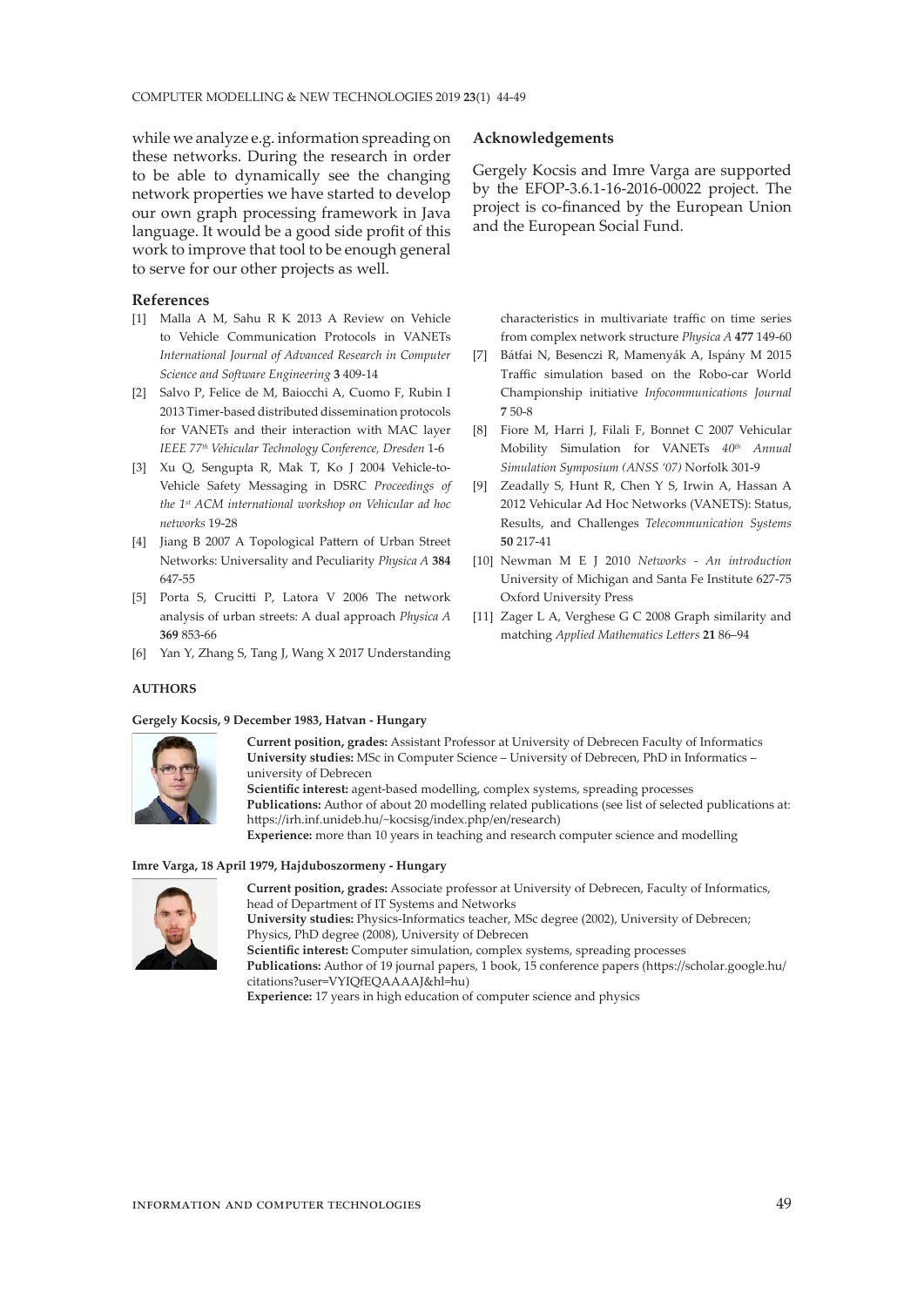while we analyze e.g. information spreading on these networks. During the research in order to be able to dynamically see the changing network properties we have started to develop our own graph processing framework in Java language. It would be a good side profit of this work to improve that tool to be enough general to serve for our other projects as well.

## Acknowledgements

Gergely Kocsis and Imre Varga are supported by the EFOP-3.6.1-16-2016-00022 project. The project is co-financed by the European Union and the European Social Fund.

## References

[1] Malla A M, Sahu R K 2013 A Review on Vehicle to Vehicle Communication Protocols in VANETs *International Journal of Advanced Research in Computer Science and Software Engineering* **3** 409-14

[2] Salvo P, Felice de M, Baiocchi A, Cuomo F, Rubin I 2013 Timer-based distributed dissemination protocols for VANETs and their interaction with MAC layer *IEEE 77th Vehicular Technology Conference, Dresden* 1-6

[3] Xu Q, Sengupta R, Mak T, Ko J 2004 Vehicle-to-Vehicle Safety Messaging in DSRC *Proceedings of the 1st ACM international workshop on Vehicular ad hoc networks* 19-28

[4] Jiang B 2007 A Topological Pattern of Urban Street Networks: Universality and Peculiarity *Physica A* **384** 647-55

[5] Porta S, Crucitti P, Latora V 2006 The network analysis of urban streets: A dual approach *Physica A* **369** 853-66

[6] Yan Y, Zhang S, Tang J, Wang X 2017 Understanding characteristics in multivariate traffic on time series from complex network structure *Physica A* **477** 149-60

[7] Bátfai N, Besenczi R, Mamenyák A, Ispány M 2015 Traffic simulation based on the Robo-car World Championship initiative *Infocommunications Journal* **7** 50-8

[8] Fiore M, Harri J, Filali F, Bonnet C 2007 Vehicular Mobility Simulation for VANETs *40th Annual Simulation Symposium (ANSS '07)* Norfolk 301-9

[9] Zeadally S, Hunt R, Chen Y S, Irwin A, Hassan A 2012 Vehicular Ad Hoc Networks (VANETS): Status, Results, and Challenges *Telecommunication Systems* **50** 217-41

[10] Newman M E J 2010 *Networks - An introduction* University of Michigan and Santa Fe Institute 627-75 Oxford University Press

[11] Zager L A, Verghese G C 2008 Graph similarity and matching *Applied Mathematics Letters* **21** 86–94

## AUTHORS

**Gergely Kocsis, 9 December 1983, Hatvan - Hungary**

**Current position, grades:** Assistant Professor at University of Debrecen Faculty of Informatics
**University studies:** MSc in Computer Science – University of Debrecen, PhD in Informatics – university of Debrecen
**Scientific interest:** agent-based modelling, complex systems, spreading processes
**Publications:** Author of about 20 modelling related publications (see list of selected publications at: https://irh.inf.unideb.hu/~kocsisg/index.php/en/research)
**Experience:** more than 10 years in teaching and research computer science and modelling

**Imre Varga, 18 April 1979, Hajduboszormeny - Hungary**

**Current position, grades:** Associate professor at University of Debrecen, Faculty of Informatics, head of Department of IT Systems and Networks
**University studies:** Physics-Informatics teacher, MSc degree (2002), University of Debrecen; Physics, PhD degree (2008), University of Debrecen
**Scientific interest:** Computer simulation, complex systems, spreading processes
**Publications:** Author of 19 journal papers, 1 book, 15 conference papers (https://scholar.google.hu/citations?user=VYIQfEQAAAAJ&hl=hu)
**Experience:** 17 years in high education of computer science and physics